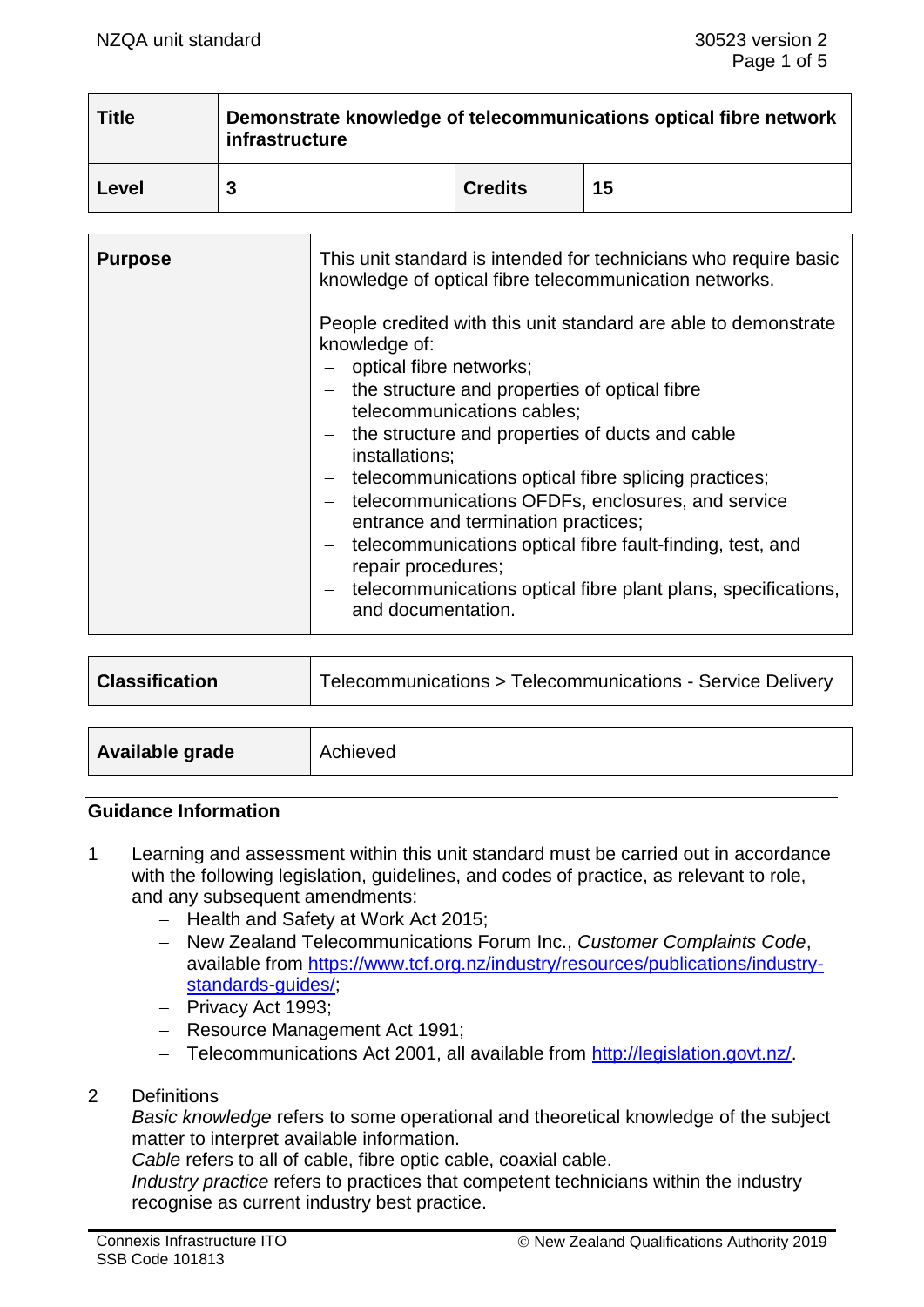| Title | Demonstrate knowledge of telecommunications optical fibre network infrastructure | | |
|---|---|---|---|
| Level | 3 | Credits | 15 |

| Purpose | This unit standard is intended for technicians who require basic knowledge of optical fibre telecommunication networks.<br><br>People credited with this unit standard are able to demonstrate knowledge of:<br>– optical fibre networks;<br>– the structure and properties of optical fibre telecommunications cables;<br>– the structure and properties of ducts and cable installations;<br>– telecommunications optical fibre splicing practices;<br>– telecommunications OFDFs, enclosures, and service entrance and termination practices;<br>– telecommunications optical fibre fault-finding, test, and repair procedures;<br>– telecommunications optical fibre plant plans, specifications, and documentation. |
|---|---|

| Classification | Telecommunications > Telecommunications - Service Delivery |
|---|---|

| Available grade | Achieved |
|---|---|

## Guidance Information

1 Learning and assessment within this unit standard must be carried out in accordance with the following legislation, guidelines, and codes of practice, as relevant to role, and any subsequent amendments:
   - Health and Safety at Work Act 2015;
   - New Zealand Telecommunications Forum Inc., *Customer Complaints Code*, available from https://www.tcf.org.nz/industry/resources/publications/industry-standards-guides/;
   - Privacy Act 1993;
   - Resource Management Act 1991;
   - Telecommunications Act 2001, all available from http://legislation.govt.nz/.

2 Definitions
   *Basic knowledge* refers to some operational and theoretical knowledge of the subject matter to interpret available information.
   *Cable* refers to all of cable, fibre optic cable, coaxial cable.
   *Industry practice* refers to practices that competent technicians within the industry recognise as current industry best practice.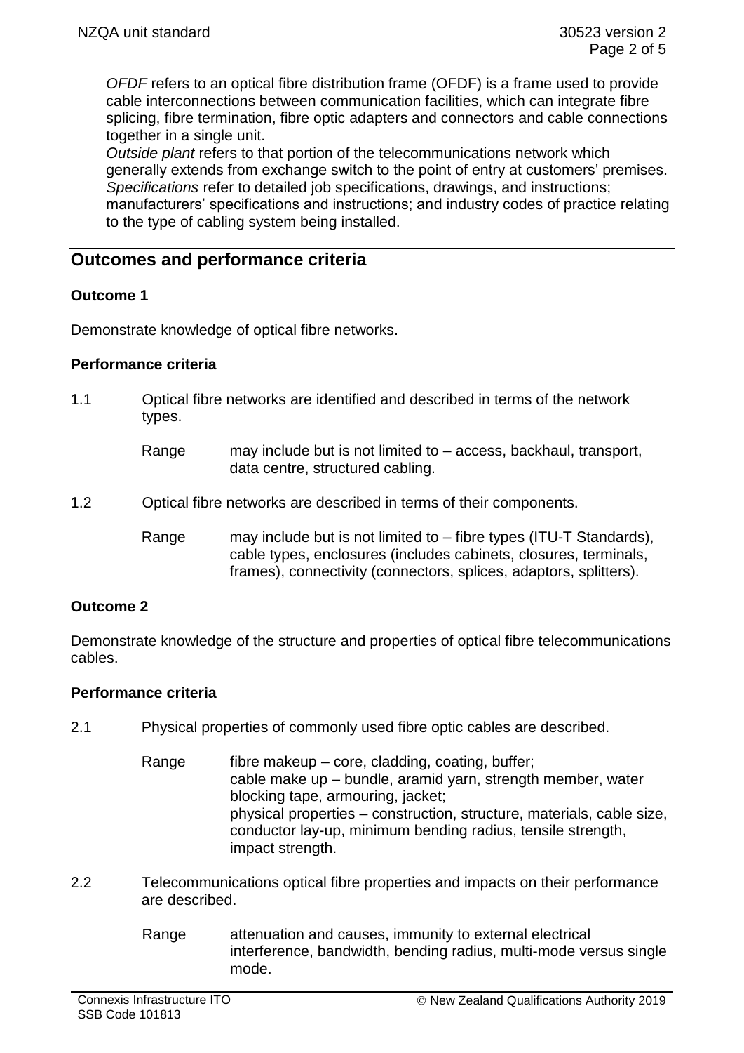*OFDF* refers to an optical fibre distribution frame (OFDF) is a frame used to provide cable interconnections between communication facilities, which can integrate fibre splicing, fibre termination, fibre optic adapters and connectors and cable connections together in a single unit.
*Outside plant* refers to that portion of the telecommunications network which generally extends from exchange switch to the point of entry at customers' premises.
*Specifications* refer to detailed job specifications, drawings, and instructions; manufacturers' specifications and instructions; and industry codes of practice relating to the type of cabling system being installed.

## Outcomes and performance criteria

### Outcome 1

Demonstrate knowledge of optical fibre networks.

#### Performance criteria

1.1 Optical fibre networks are identified and described in terms of the network types.

Range may include but is not limited to – access, backhaul, transport, data centre, structured cabling.

1.2 Optical fibre networks are described in terms of their components.

Range may include but is not limited to – fibre types (ITU-T Standards), cable types, enclosures (includes cabinets, closures, terminals, frames), connectivity (connectors, splices, adaptors, splitters).

### Outcome 2

Demonstrate knowledge of the structure and properties of optical fibre telecommunications cables.

#### Performance criteria

2.1 Physical properties of commonly used fibre optic cables are described.

Range fibre makeup – core, cladding, coating, buffer;
cable make up – bundle, aramid yarn, strength member, water blocking tape, armouring, jacket;
physical properties – construction, structure, materials, cable size, conductor lay-up, minimum bending radius, tensile strength, impact strength.

2.2 Telecommunications optical fibre properties and impacts on their performance are described.

Range attenuation and causes, immunity to external electrical interference, bandwidth, bending radius, multi-mode versus single mode.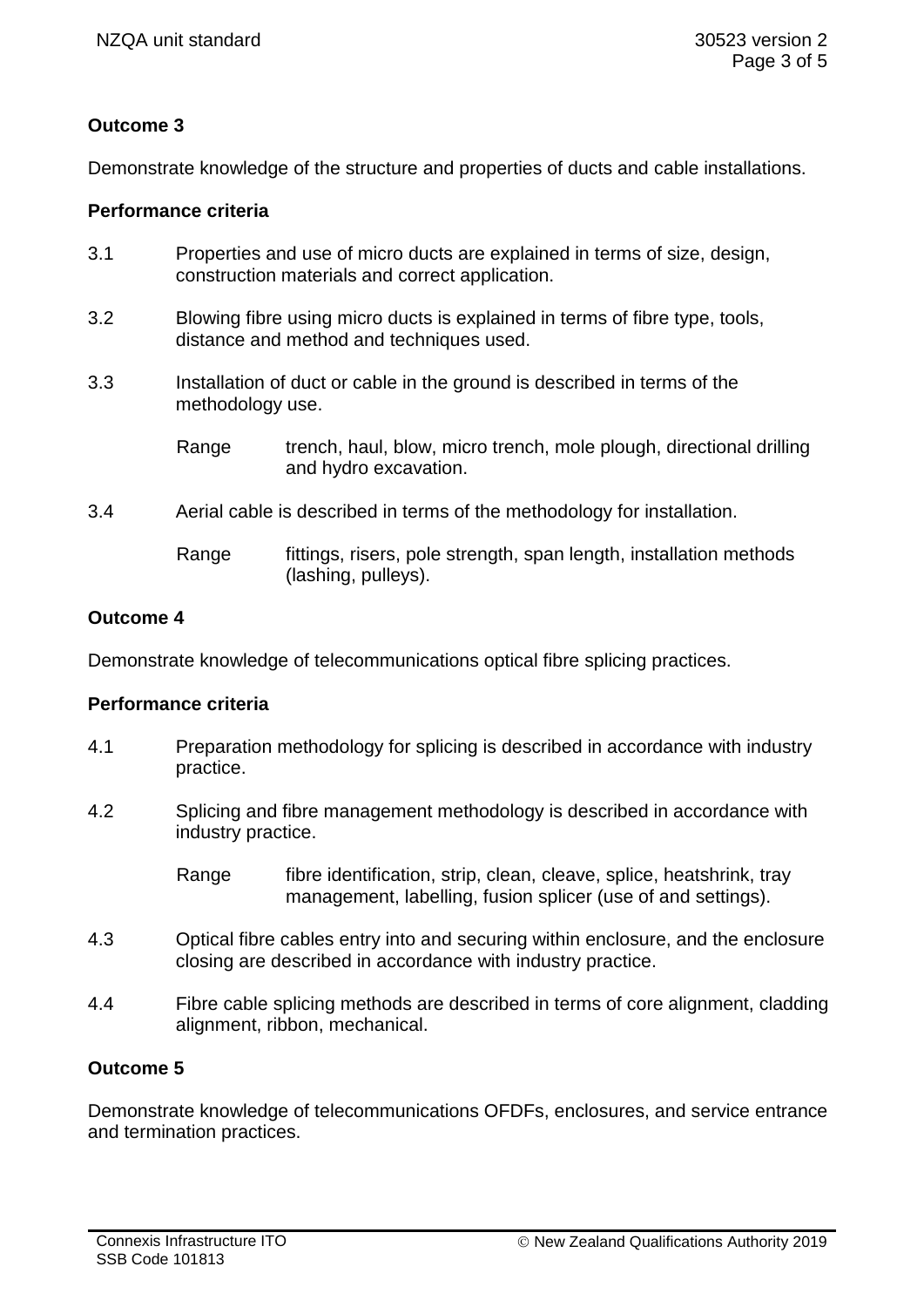**Outcome 3**

Demonstrate knowledge of the structure and properties of ducts and cable installations.

**Performance criteria**

3.1 Properties and use of micro ducts are explained in terms of size, design, construction materials and correct application.

3.2 Blowing fibre using micro ducts is explained in terms of fibre type, tools, distance and method and techniques used.

3.3 Installation of duct or cable in the ground is described in terms of the methodology use.

Range trench, haul, blow, micro trench, mole plough, directional drilling and hydro excavation.

3.4 Aerial cable is described in terms of the methodology for installation.

Range fittings, risers, pole strength, span length, installation methods (lashing, pulleys).

**Outcome 4**

Demonstrate knowledge of telecommunications optical fibre splicing practices.

**Performance criteria**

4.1 Preparation methodology for splicing is described in accordance with industry practice.

4.2 Splicing and fibre management methodology is described in accordance with industry practice.

Range fibre identification, strip, clean, cleave, splice, heatshrink, tray management, labelling, fusion splicer (use of and settings).

4.3 Optical fibre cables entry into and securing within enclosure, and the enclosure closing are described in accordance with industry practice.

4.4 Fibre cable splicing methods are described in terms of core alignment, cladding alignment, ribbon, mechanical.

**Outcome 5**

Demonstrate knowledge of telecommunications OFDFs, enclosures, and service entrance and termination practices.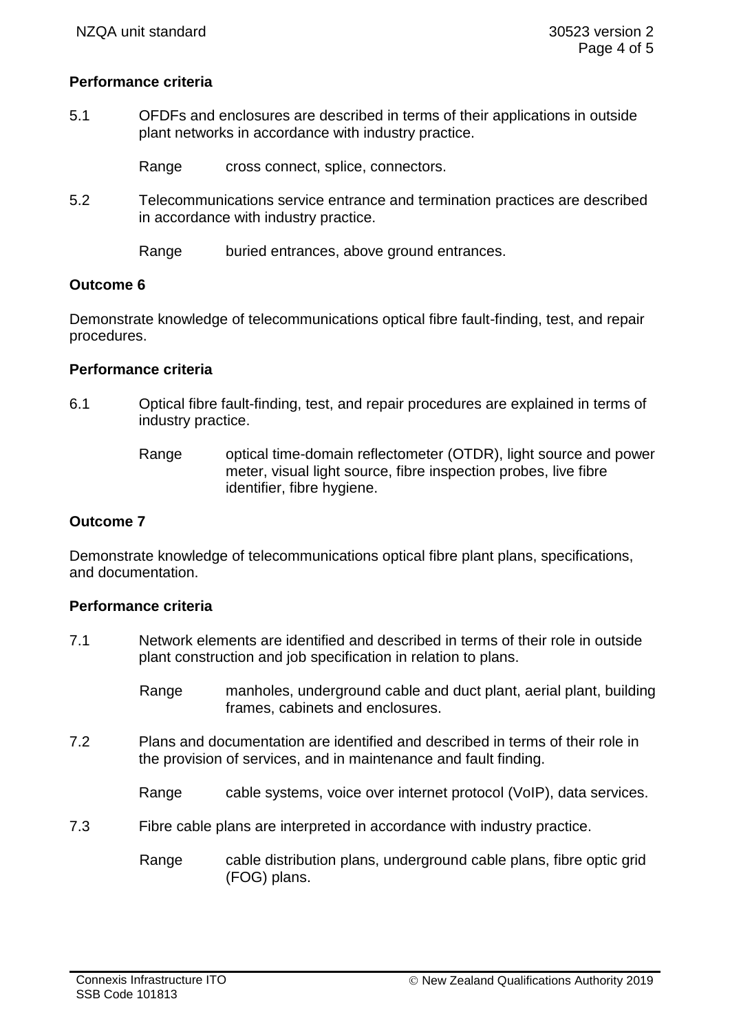**Performance criteria**

5.1 OFDFs and enclosures are described in terms of their applications in outside plant networks in accordance with industry practice.

Range cross connect, splice, connectors.

5.2 Telecommunications service entrance and termination practices are described in accordance with industry practice.

Range buried entrances, above ground entrances.

**Outcome 6**

Demonstrate knowledge of telecommunications optical fibre fault-finding, test, and repair procedures.

**Performance criteria**

6.1 Optical fibre fault-finding, test, and repair procedures are explained in terms of industry practice.

Range optical time-domain reflectometer (OTDR), light source and power meter, visual light source, fibre inspection probes, live fibre identifier, fibre hygiene.

**Outcome 7**

Demonstrate knowledge of telecommunications optical fibre plant plans, specifications, and documentation.

**Performance criteria**

7.1 Network elements are identified and described in terms of their role in outside plant construction and job specification in relation to plans.

Range manholes, underground cable and duct plant, aerial plant, building frames, cabinets and enclosures.

7.2 Plans and documentation are identified and described in terms of their role in the provision of services, and in maintenance and fault finding.

Range cable systems, voice over internet protocol (VoIP), data services.

7.3 Fibre cable plans are interpreted in accordance with industry practice.

Range cable distribution plans, underground cable plans, fibre optic grid (FOG) plans.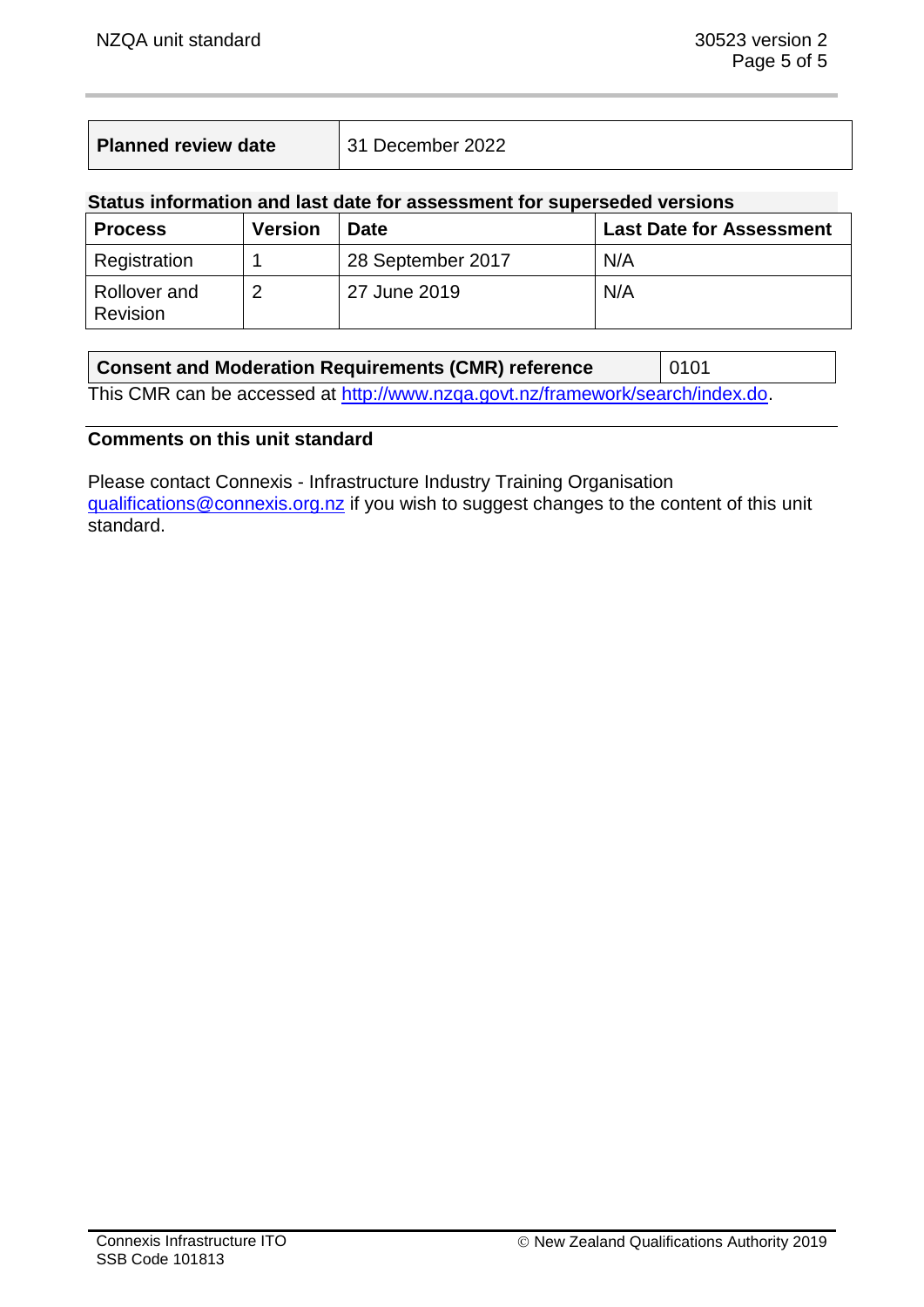| | |
|---|---|
| **Planned review date** | 31 December 2022 |

**Status information and last date for assessment for superseded versions**

| Process | Version | Date | Last Date for Assessment |
|---|---|---|---|
| Registration | 1 | 28 September 2017 | N/A |
| Rollover and Revision | 2 | 27 June 2019 | N/A |

| | |
|---|---|
| **Consent and Moderation Requirements (CMR) reference** | 0101 |

This CMR can be accessed at http://www.nzqa.govt.nz/framework/search/index.do.

**Comments on this unit standard**

Please contact Connexis - Infrastructure Industry Training Organisation qualifications@connexis.org.nz if you wish to suggest changes to the content of this unit standard.